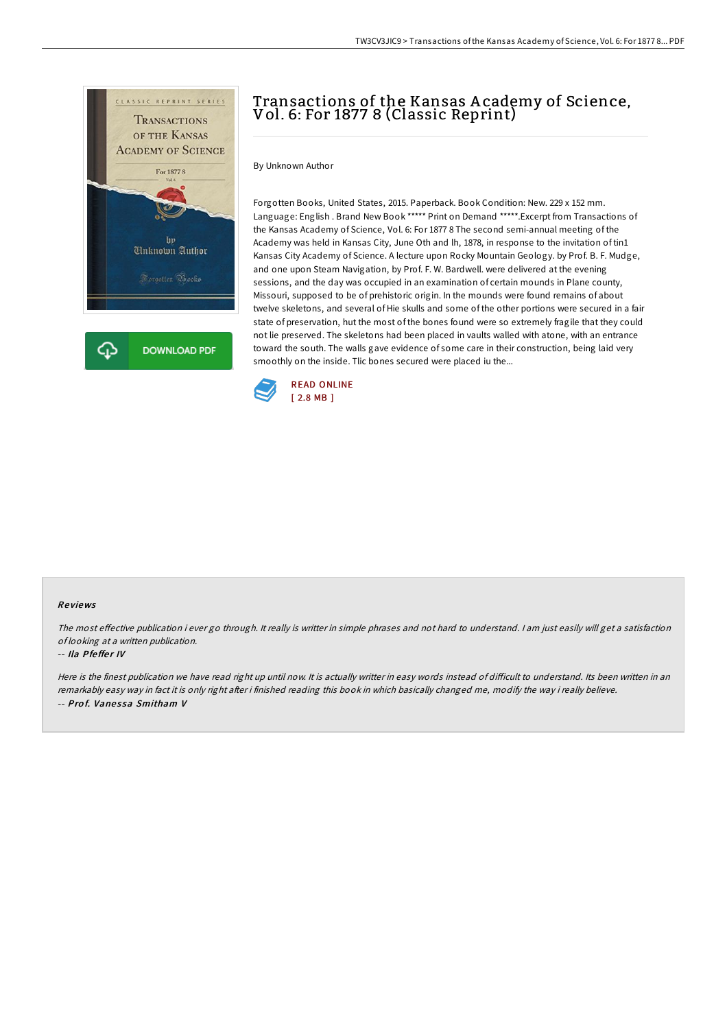# Transactions of the Kansas Academy of Science, Vol. 6: For 1877 8 (Classic Reprint)

By Unknown Author

Forgotten Books, United States, 2015. Paperback. Book Condition: New. 229 x 152 mm. Language: English . Brand New Book ***** Print on Demand *****.Excerpt from Transactions of the Kansas Academy of Science, Vol. 6: For 1877 8 The second semi-annual meeting of the Academy was held in Kansas City, June Oth and lh, 1878, in response to the invitation of tin1 Kansas City Academy of Science. A lecture upon Rocky Mountain Geology. by Prof. B. F. Mudge, and one upon Steam Navigation, by Prof. F. W. Bardwell. were delivered at the evening sessions, and the day was occupied in an examination of certain mounds in Plane county, Missouri, supposed to be of prehistoric origin. In the mounds were found remains of about twelve skeletons, and several of Hie skulls and some of the other portions were secured in a fair state of preservation, hut the most of the bones found were so extremely fragile that they could not lie preserved. The skeletons had been placed in vaults walled with atone, with an entrance toward the south. The walls gave evidence of some care in their construction, being laid very smoothly on the inside. Tlic bones secured were placed iu the...

READ ONLINE
[ 2.8 MB ]

DOWNLOAD PDF

## Reviews

*The most effective publication i ever go through. It really is writter in simple phrases and not hard to understand. I am just easily will get a satisfaction of looking at a written publication.*

-- *Ila Pfeffer IV*

*Here is the finest publication we have read right up until now. It is actually writter in easy words instead of difficult to understand. Its been written in an remarkably easy way in fact it is only right after i finished reading this book in which basically changed me, modify the way i really believe.*

-- *Prof. Vanessa Smitham V*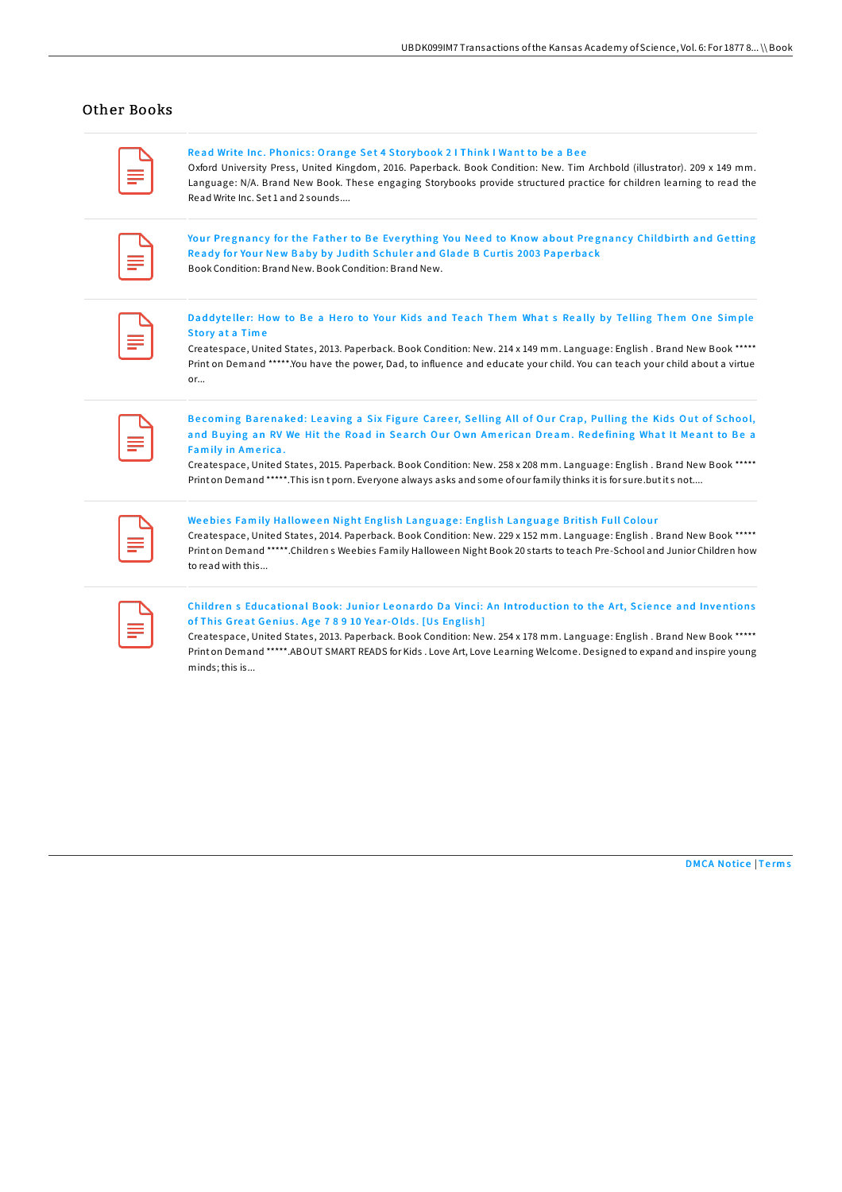## Other Books

**Read Write Inc. Phonics: Orange Set 4 Storybook 2 I Think I Want to be a Bee**

Oxford University Press, United Kingdom, 2016. Paperback. Book Condition: New. Tim Archbold (illustrator). 209 x 149 mm. Language: N/A. Brand New Book. These engaging Storybooks provide structured practice for children learning to read the Read Write Inc. Set 1 and 2 sounds....

**Your Pregnancy for the Father to Be Everything You Need to Know about Pregnancy Childbirth and Getting Ready for Your New Baby by Judith Schuler and Glade B Curtis 2003 Paperback**

Book Condition: Brand New. Book Condition: Brand New.

**Daddyteller: How to Be a Hero to Your Kids and Teach Them What s Really by Telling Them One Simple Story at a Time**

Createspace, United States, 2013. Paperback. Book Condition: New. 214 x 149 mm. Language: English . Brand New Book ***** Print on Demand *****.You have the power, Dad, to influence and educate your child. You can teach your child about a virtue or...

**Becoming Barenaked: Leaving a Six Figure Career, Selling All of Our Crap, Pulling the Kids Out of School, and Buying an RV We Hit the Road in Search Our Own American Dream. Redefining What It Meant to Be a Family in America.**

Createspace, United States, 2015. Paperback. Book Condition: New. 258 x 208 mm. Language: English . Brand New Book ***** Print on Demand *****.This isn t porn. Everyone always asks and some of our family thinks it is for sure.but it s not....

**Weebies Family Halloween Night English Language: English Language British Full Colour**

Createspace, United States, 2014. Paperback. Book Condition: New. 229 x 152 mm. Language: English . Brand New Book ***** Print on Demand *****.Children s Weebies Family Halloween Night Book 20 starts to teach Pre-School and Junior Children how to read with this...

**Children s Educational Book: Junior Leonardo Da Vinci: An Introduction to the Art, Science and Inventions of This Great Genius. Age 7 8 9 10 Year-Olds. [Us English]**

Createspace, United States, 2013. Paperback. Book Condition: New. 254 x 178 mm. Language: English . Brand New Book ***** Print on Demand *****.ABOUT SMART READS for Kids . Love Art, Love Learning Welcome. Designed to expand and inspire young minds; this is...

DMCA Notice | Terms